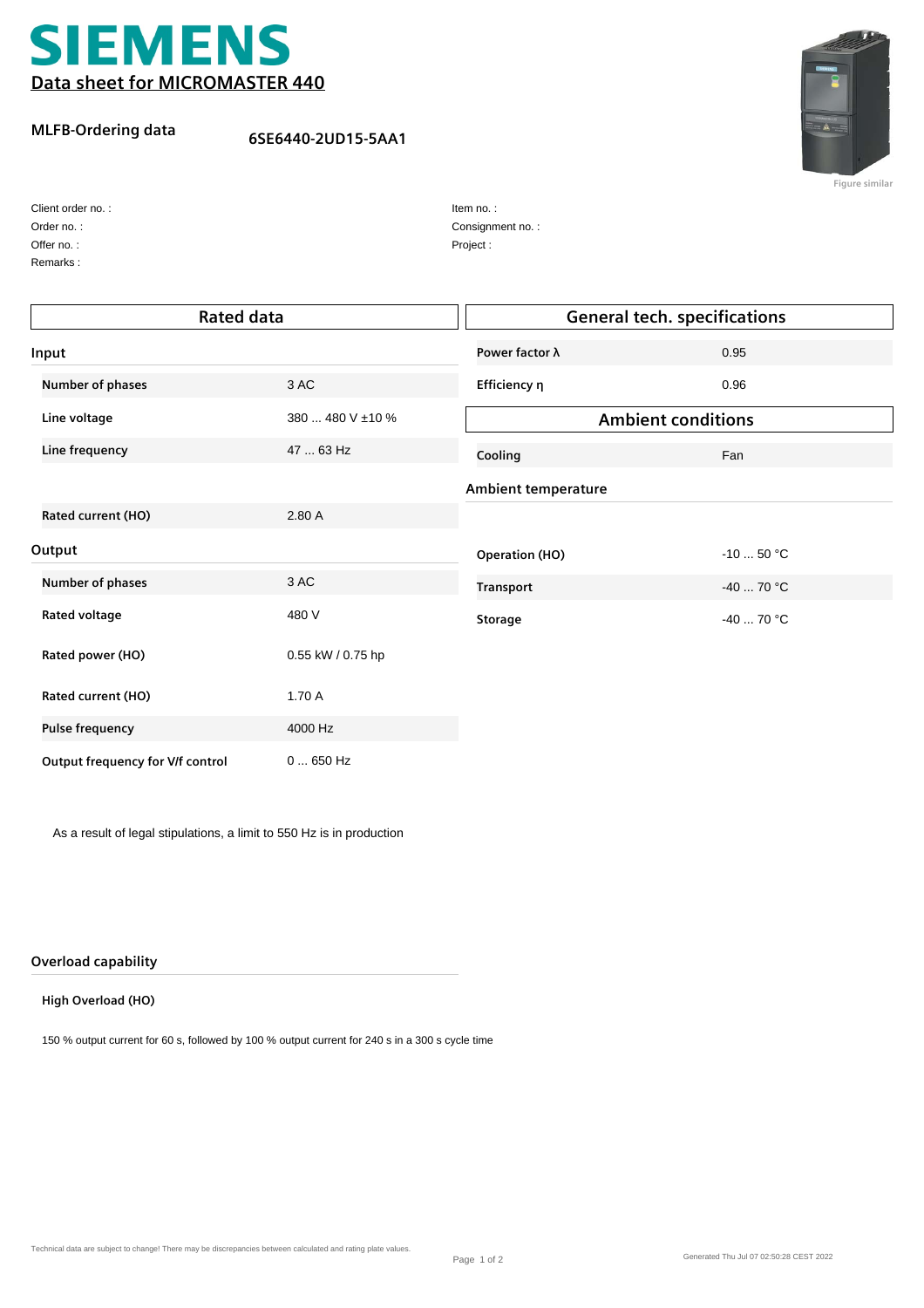# SIEMENS

## Data sheet for MICROMASTER 440

**MLFB-Ordering data** 6SE6440-2UD15-5AA1

Figure similar

Client order no. :
Order no. :
Offer no. :
Remarks :

Item no. :
Consignment no. :
Project :

## Rated data

### Input

| | |
|---|---|
| **Number of phases** | 3 AC |
| **Line voltage** | 380 ... 480 V ±10 % |
| **Line frequency** | 47 ... 63 Hz |
| **Rated current (HO)** | 2.80 A |

### Output

| | |
|---|---|
| **Number of phases** | 3 AC |
| **Rated voltage** | 480 V |
| **Rated power (HO)** | 0.55 kW / 0.75 hp |
| **Rated current (HO)** | 1.70 A |
| **Pulse frequency** | 4000 Hz |
| **Output frequency for V/f control** | 0 ... 650 Hz |

As a result of legal stipulations, a limit to 550 Hz is in production

## General tech. specifications

| | |
|---|---|
| **Power factor λ** | 0.95 |
| **Efficiency η** | 0.96 |

## Ambient conditions

| | |
|---|---|
| **Cooling** | Fan |

### Ambient temperature

| | |
|---|---|
| **Operation (HO)** | -10 ... 50 °C |
| **Transport** | -40 ... 70 °C |
| **Storage** | -40 ... 70 °C |

### Overload capability

**High Overload (HO)**

150 % output current for 60 s, followed by 100 % output current for 240 s in a 300 s cycle time

Technical data are subject to change! There may be discrepancies between calculated and rating plate values.

Generated Thu Jul 07 02:50:28 CEST 2022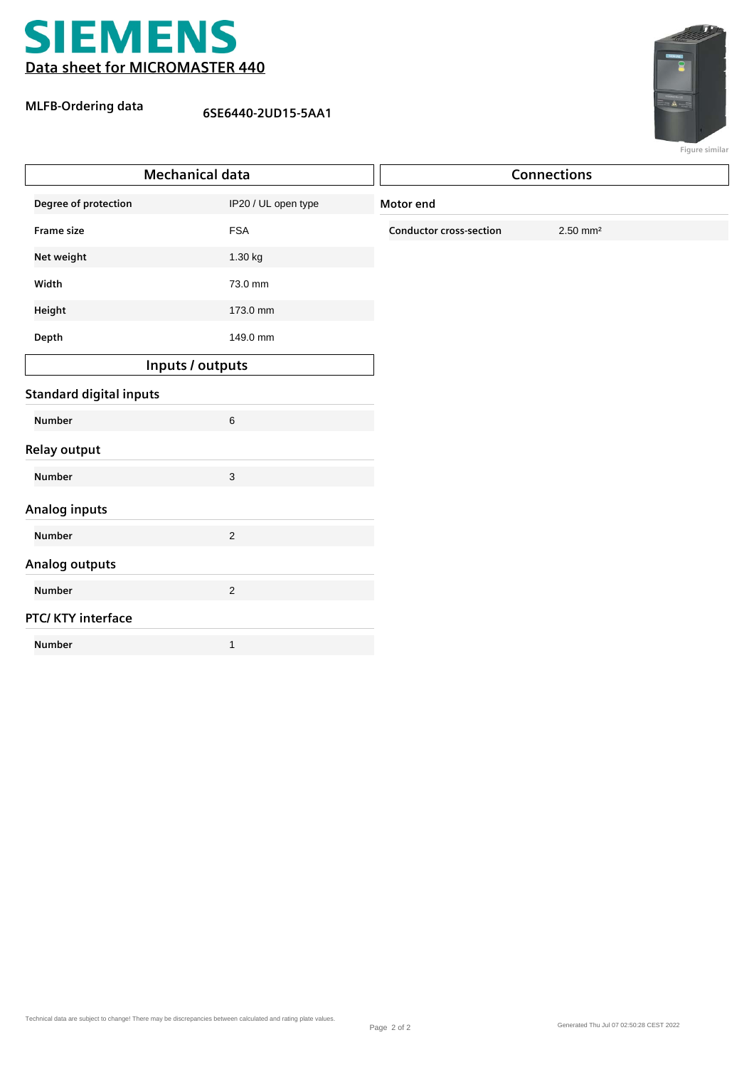# SIEMENS

## Data sheet for MICROMASTER 440

**MLFB-Ordering data** 6SE6440-2UD15-5AA1

Figure similar

## Mechanical data

| | |
|---|---|
| **Degree of protection** | IP20 / UL open type |
| **Frame size** | FSA |
| **Net weight** | 1.30 kg |
| **Width** | 73.0 mm |
| **Height** | 173.0 mm |
| **Depth** | 149.0 mm |

## Inputs / outputs

### Standard digital inputs

| | |
|---|---|
| **Number** | 6 |

### Relay output

| | |
|---|---|
| **Number** | 3 |

### Analog inputs

| | |
|---|---|
| **Number** | 2 |

### Analog outputs

| | |
|---|---|
| **Number** | 2 |

### PTC/ KTY interface

| | |
|---|---|
| **Number** | 1 |

## Connections

### Motor end

| | |
|---|---|
| **Conductor cross-section** | 2.50 mm² |

Technical data are subject to change! There may be discrepancies between calculated and rating plate values.

Generated Thu Jul 07 02:50:28 CEST 2022